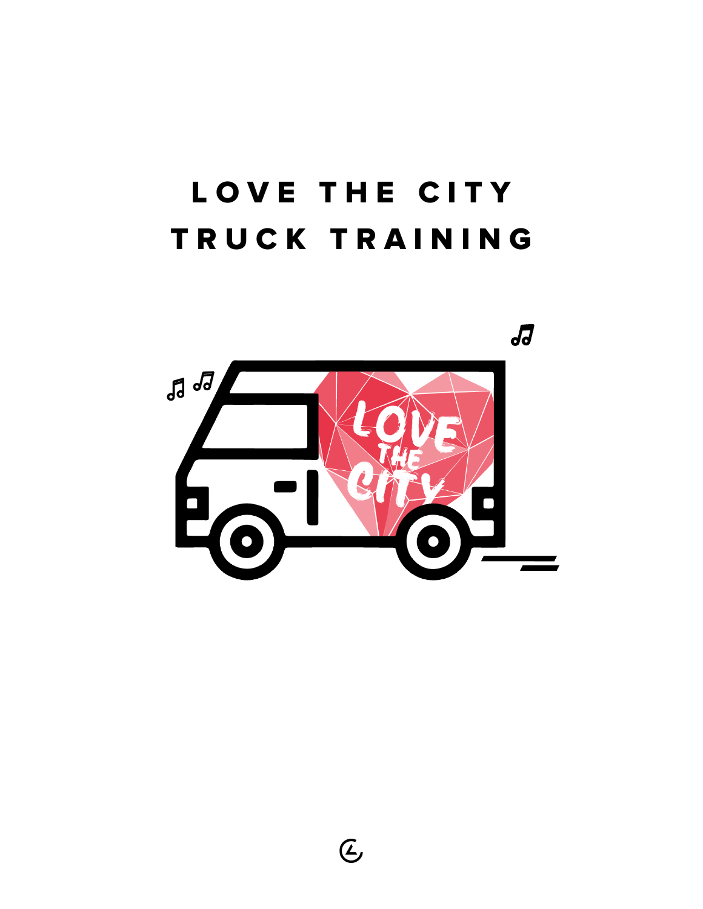# LOVE THE CITY TRUCK TRAINING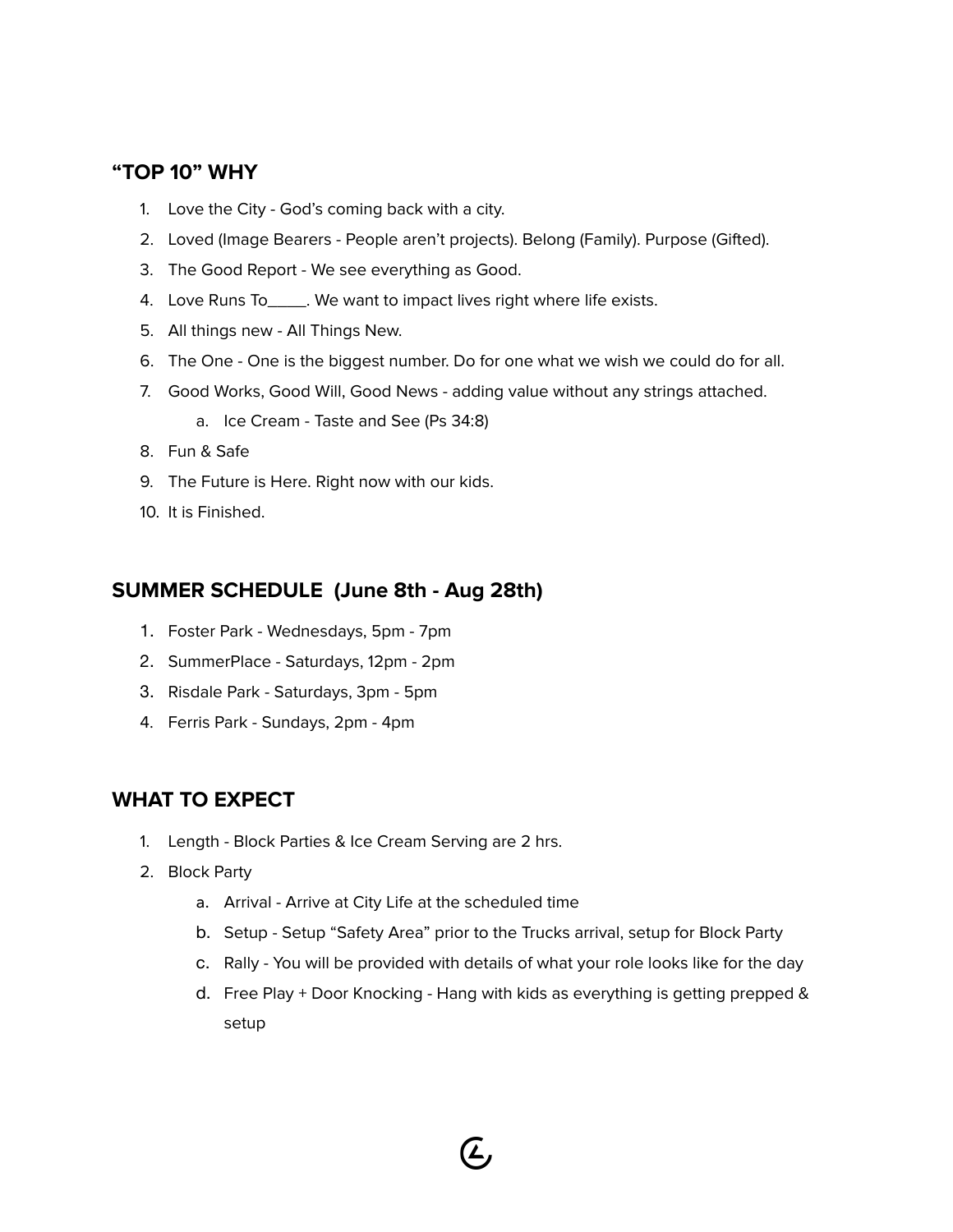## "TOP 10" WHY

1. Love the City - God's coming back with a city.
2. Loved (Image Bearers - People aren't projects). Belong (Family). Purpose (Gifted).
3. The Good Report - We see everything as Good.
4. Love Runs To_____. We want to impact lives right where life exists.
5. All things new - All Things New.
6. The One - One is the biggest number. Do for one what we wish we could do for all.
7. Good Works, Good Will, Good News - adding value without any strings attached.
    a. Ice Cream - Taste and See (Ps 34:8)
8. Fun & Safe
9. The Future is Here. Right now with our kids.
10. It is Finished.

## SUMMER SCHEDULE (June 8th - Aug 28th)

1. Foster Park - Wednesdays, 5pm - 7pm
2. SummerPlace - Saturdays, 12pm - 2pm
3. Risdale Park - Saturdays, 3pm - 5pm
4. Ferris Park - Sundays, 2pm - 4pm

## WHAT TO EXPECT

1. Length - Block Parties & Ice Cream Serving are 2 hrs.
2. Block Party
    a. Arrival - Arrive at City Life at the scheduled time
    b. Setup - Setup "Safety Area" prior to the Trucks arrival, setup for Block Party
    c. Rally - You will be provided with details of what your role looks like for the day
    d. Free Play + Door Knocking - Hang with kids as everything is getting prepped & setup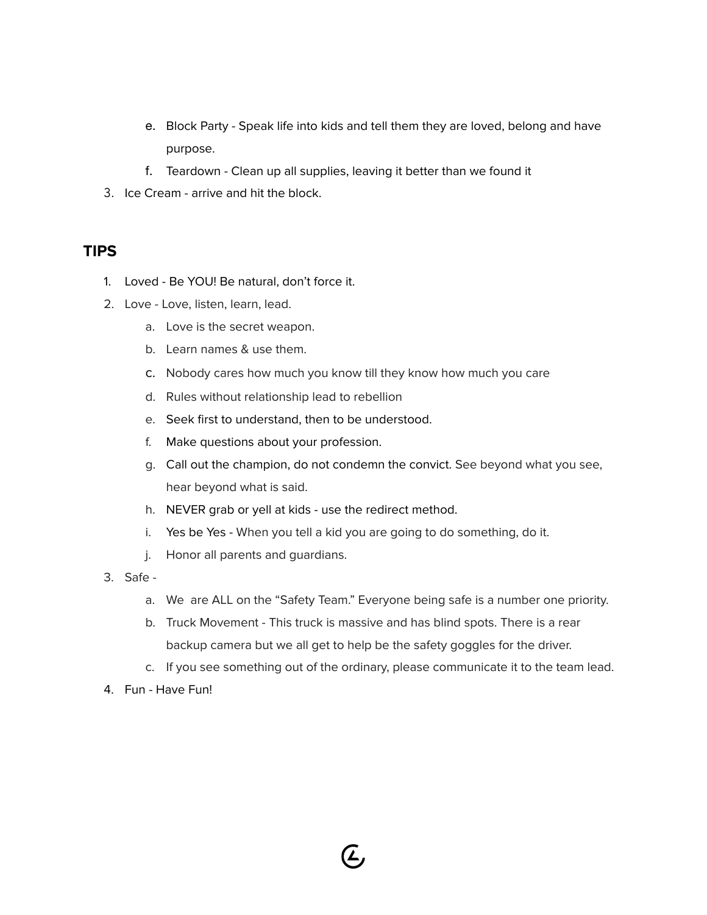e. Block Party - Speak life into kids and tell them they are loved, belong and have purpose.
   f. Teardown - Clean up all supplies, leaving it better than we found it
3. Ice Cream - arrive and hit the block.

## TIPS

1. Loved - Be YOU! Be natural, don't force it.
2. Love - Love, listen, learn, lead.
   a. Love is the secret weapon.
   b. Learn names & use them.
   c. Nobody cares how much you know till they know how much you care
   d. Rules without relationship lead to rebellion
   e. Seek first to understand, then to be understood.
   f. Make questions about your profession.
   g. Call out the champion, do not condemn the convict. See beyond what you see, hear beyond what is said.
   h. NEVER grab or yell at kids - use the redirect method.
   i. Yes be Yes - When you tell a kid you are going to do something, do it.
   j. Honor all parents and guardians.
3. Safe -
   a. We are ALL on the "Safety Team." Everyone being safe is a number one priority.
   b. Truck Movement - This truck is massive and has blind spots. There is a rear backup camera but we all get to help be the safety goggles for the driver.
   c. If you see something out of the ordinary, please communicate it to the team lead.
4. Fun - Have Fun!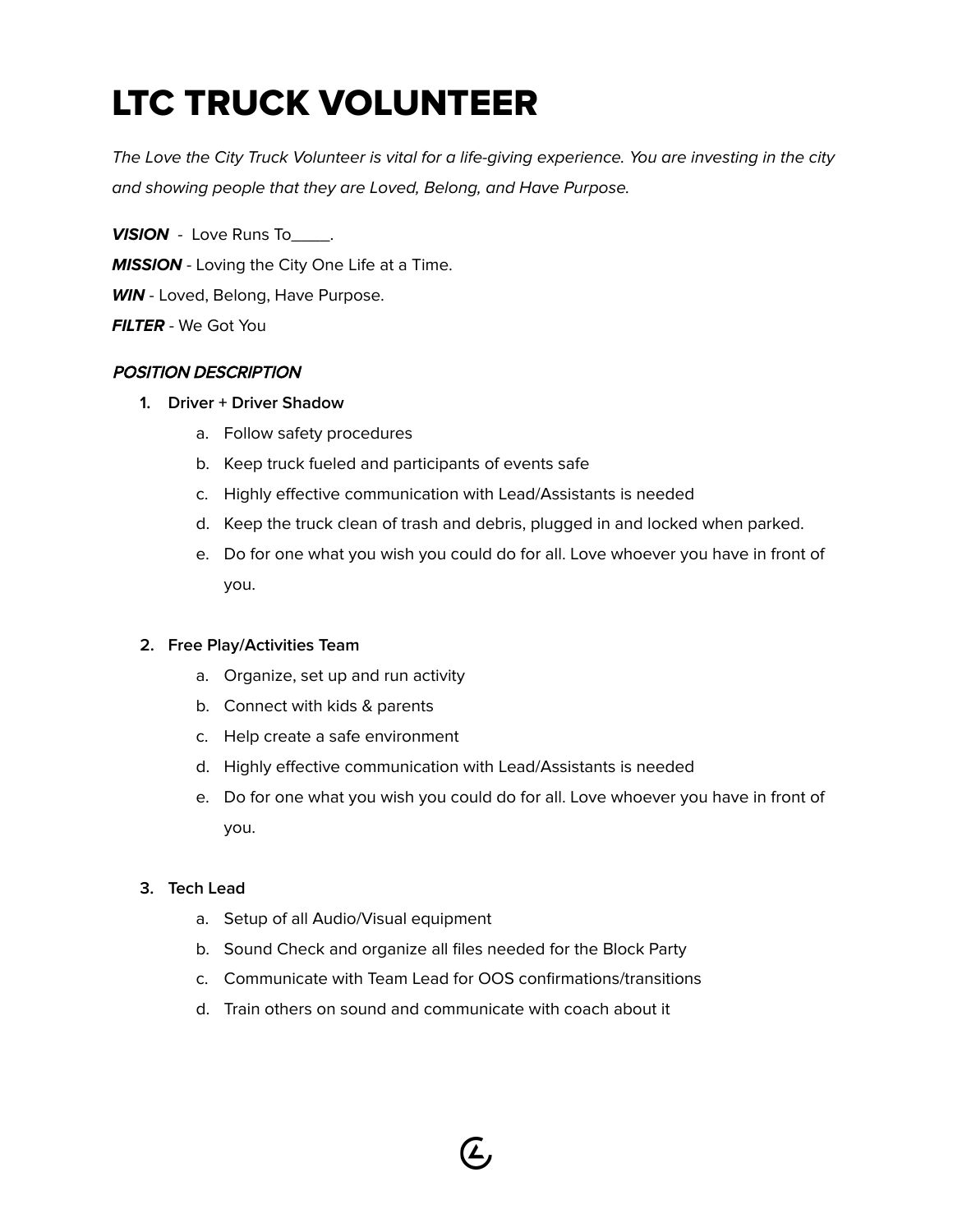# LTC TRUCK VOLUNTEER

*The Love the City Truck Volunteer is vital for a life-giving experience. You are investing in the city and showing people that they are Loved, Belong, and Have Purpose.*

***VISION*** - Love Runs To_____.

***MISSION*** - Loving the City One Life at a Time.

***WIN*** - Loved, Belong, Have Purpose.

***FILTER*** - We Got You

***POSITION DESCRIPTION***

1. **Driver + Driver Shadow**
    a. Follow safety procedures
    b. Keep truck fueled and participants of events safe
    c. Highly effective communication with Lead/Assistants is needed
    d. Keep the truck clean of trash and debris, plugged in and locked when parked.
    e. Do for one what you wish you could do for all. Love whoever you have in front of you.

2. **Free Play/Activities Team**
    a. Organize, set up and run activity
    b. Connect with kids & parents
    c. Help create a safe environment
    d. Highly effective communication with Lead/Assistants is needed
    e. Do for one what you wish you could do for all. Love whoever you have in front of you.

3. **Tech Lead**
    a. Setup of all Audio/Visual equipment
    b. Sound Check and organize all files needed for the Block Party
    c. Communicate with Team Lead for OOS confirmations/transitions
    d. Train others on sound and communicate with coach about it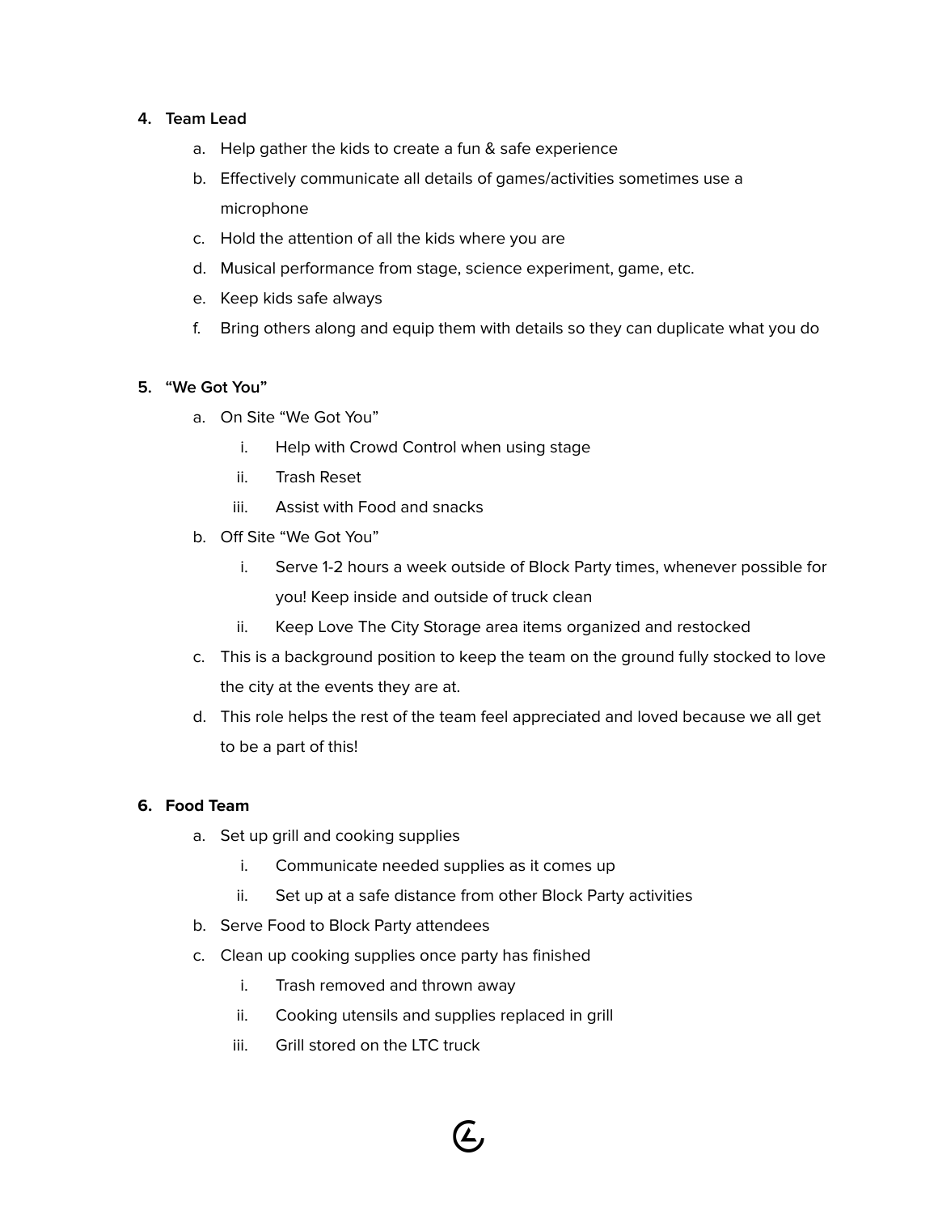4. **Team Lead**
    a. Help gather the kids to create a fun & safe experience
    b. Effectively communicate all details of games/activities sometimes use a microphone
    c. Hold the attention of all the kids where you are
    d. Musical performance from stage, science experiment, game, etc.
    e. Keep kids safe always
    f. Bring others along and equip them with details so they can duplicate what you do

5. **"We Got You"**
    a. On Site "We Got You"
        i. Help with Crowd Control when using stage
        ii. Trash Reset
        iii. Assist with Food and snacks
    b. Off Site "We Got You"
        i. Serve 1-2 hours a week outside of Block Party times, whenever possible for you! Keep inside and outside of truck clean
        ii. Keep Love The City Storage area items organized and restocked
    c. This is a background position to keep the team on the ground fully stocked to love the city at the events they are at.
    d. This role helps the rest of the team feel appreciated and loved because we all get to be a part of this!

6. **Food Team**
    a. Set up grill and cooking supplies
        i. Communicate needed supplies as it comes up
        ii. Set up at a safe distance from other Block Party activities
    b. Serve Food to Block Party attendees
    c. Clean up cooking supplies once party has finished
        i. Trash removed and thrown away
        ii. Cooking utensils and supplies replaced in grill
        iii. Grill stored on the LTC truck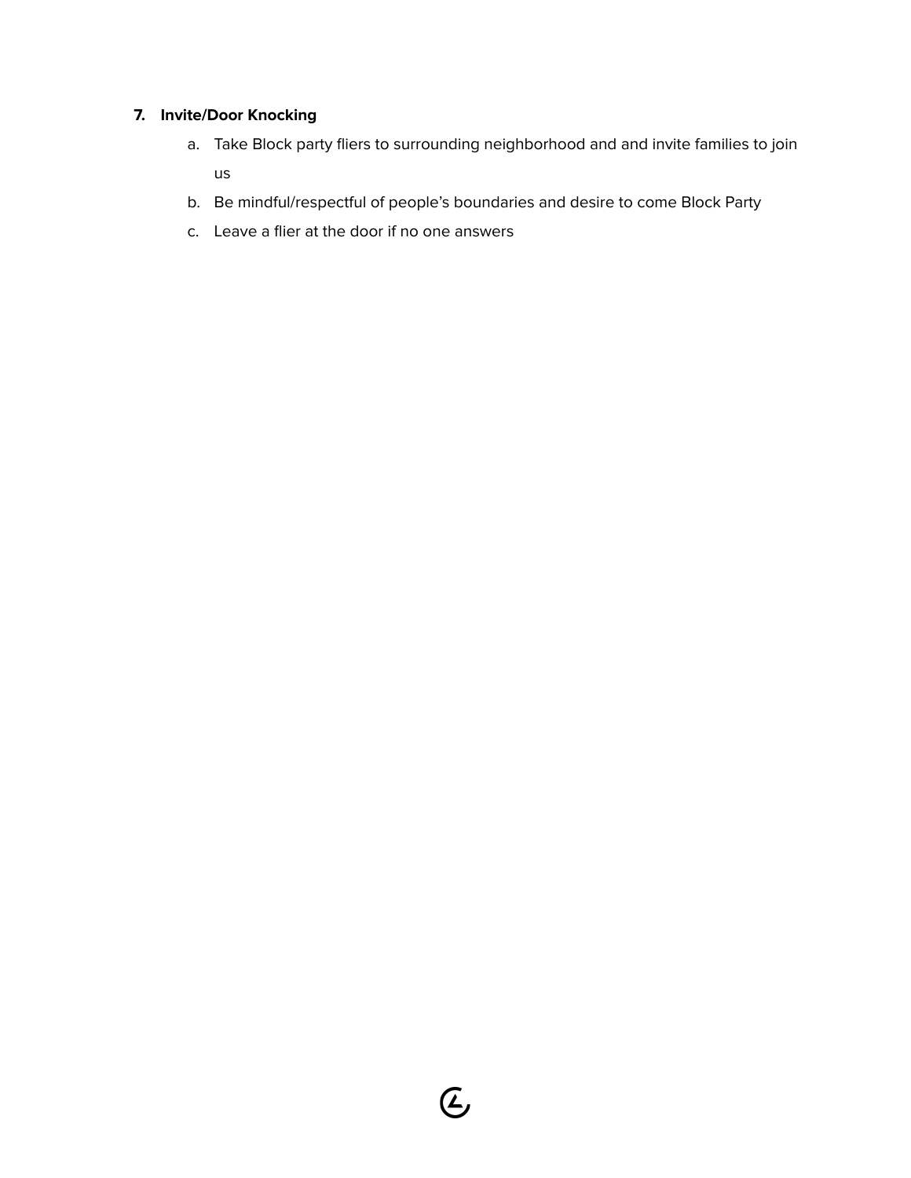7. **Invite/Door Knocking**
    a. Take Block party fliers to surrounding neighborhood and and invite families to join us
    b. Be mindful/respectful of people's boundaries and desire to come Block Party
    c. Leave a flier at the door if no one answers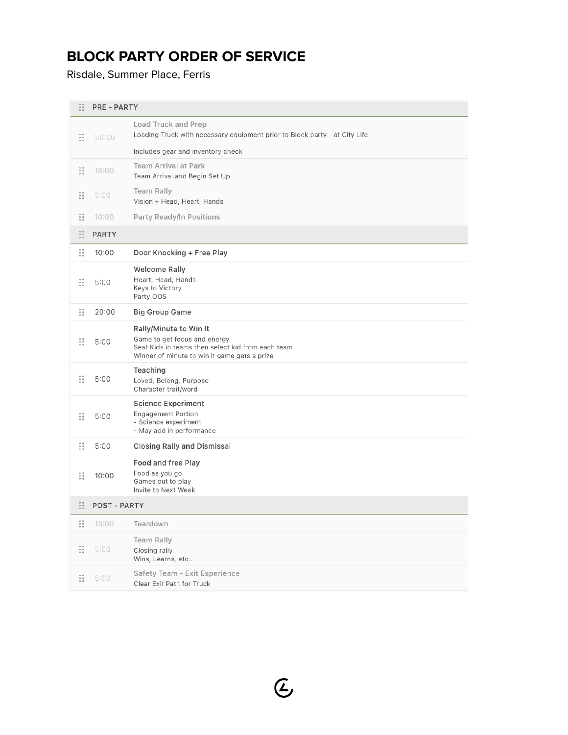# BLOCK PARTY ORDER OF SERVICE

Risdale, Summer Place, Ferris

| Time | Item |
| --- | --- |
| **PRE - PARTY** | |
| 30:00 | **Load Truck and Prep**<br>Loading Truck with necessary equipment prior to Block party - at City Life<br><br>Includes gear and inventory check |
| 15:00 | **Team Arrival at Park**<br>Team Arrival and Begin Set Up |
| 5:00 | **Team Rally**<br>Vision + Head, Heart, Hands |
| 10:00 | **Party Ready/In Positions** |
| **PARTY** | |
| 10:00 | **Door Knocking + Free Play** |
| 5:00 | **Welcome Rally**<br>Heart, Head, Hands<br>Keys to Victory<br>Party OOS |
| 20:00 | **Big Group Game** |
| 5:00 | **Rally/Minute to Win It**<br>Game to get focus and energy<br>Seat Kids in teams then select kid from each team<br>Winner of minute to win it game gets a prize |
| 5:00 | **Teaching**<br>Loved, Belong, Purpose<br>Character trait/word |
| 5:00 | **Science Experiment**<br>Engagement Portion<br>- Science experiment<br>- May add in performance |
| 5:00 | **Closing Rally and Dismissal** |
| 10:00 | **Food and free Play**<br>Food as you go<br>Games out to play<br>Invite to Next Week |
| **POST - PARTY** | |
| 15:00 | **Teardown** |
| 5:00 | **Team Rally**<br>Closing rally<br>Wins, Learns, etc... |
| 5:00 | **Safety Team - Exit Experience**<br>Clear Exit Path for Truck |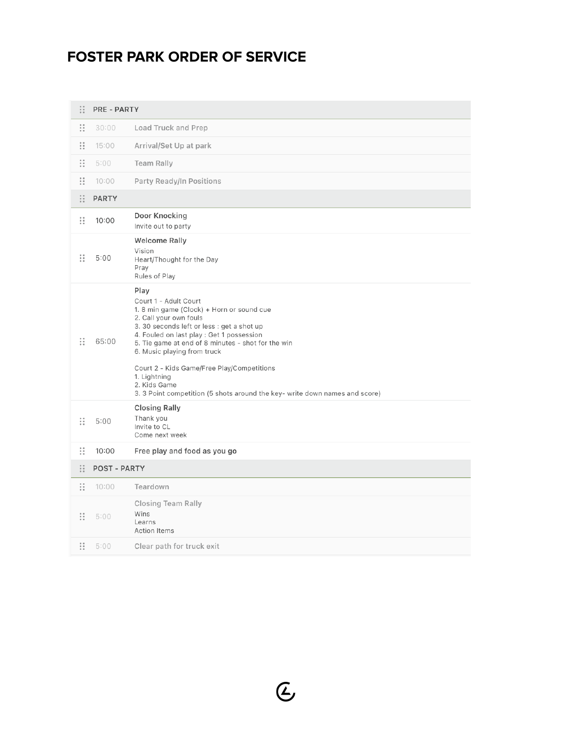# FOSTER PARK ORDER OF SERVICE

| Time | Item |
|---|---|
| **PRE - PARTY** | |
| 30:00 | Load Truck and Prep |
| 15:00 | Arrival/Set Up at park |
| 5:00 | Team Rally |
| 10:00 | Party Ready/In Positions |
| **PARTY** | |
| 10:00 | **Door Knocking**<br>Invite out to party |
| 5:00 | **Welcome Rally**<br>Vision<br>Heart/Thought for the Day<br>Pray<br>Rules of Play |
| 65:00 | **Play**<br>Court 1 - Adult Court<br>1. 8 min game (Clock) + Horn or sound cue<br>2. Call your own fouls<br>3. 30 seconds left or less : get a shot up<br>4. Fouled on last play : Get 1 possession<br>5. Tie game at end of 8 minutes - shot for the win<br>6. Music playing from truck<br><br>Court 2 - Kids Game/Free Play/Competitions<br>1. Lightning<br>2. Kids Game<br>3. 3 Point competition (5 shots around the key- write down names and score) |
| 5:00 | **Closing Rally**<br>Thank you<br>Invite to CL<br>Come next week |
| 10:00 | Free play and food as you go |
| **POST - PARTY** | |
| 10:00 | Teardown |
| 5:00 | **Closing Team Rally**<br>Wins<br>Learns<br>Action Items |
| 5:00 | Clear path for truck exit |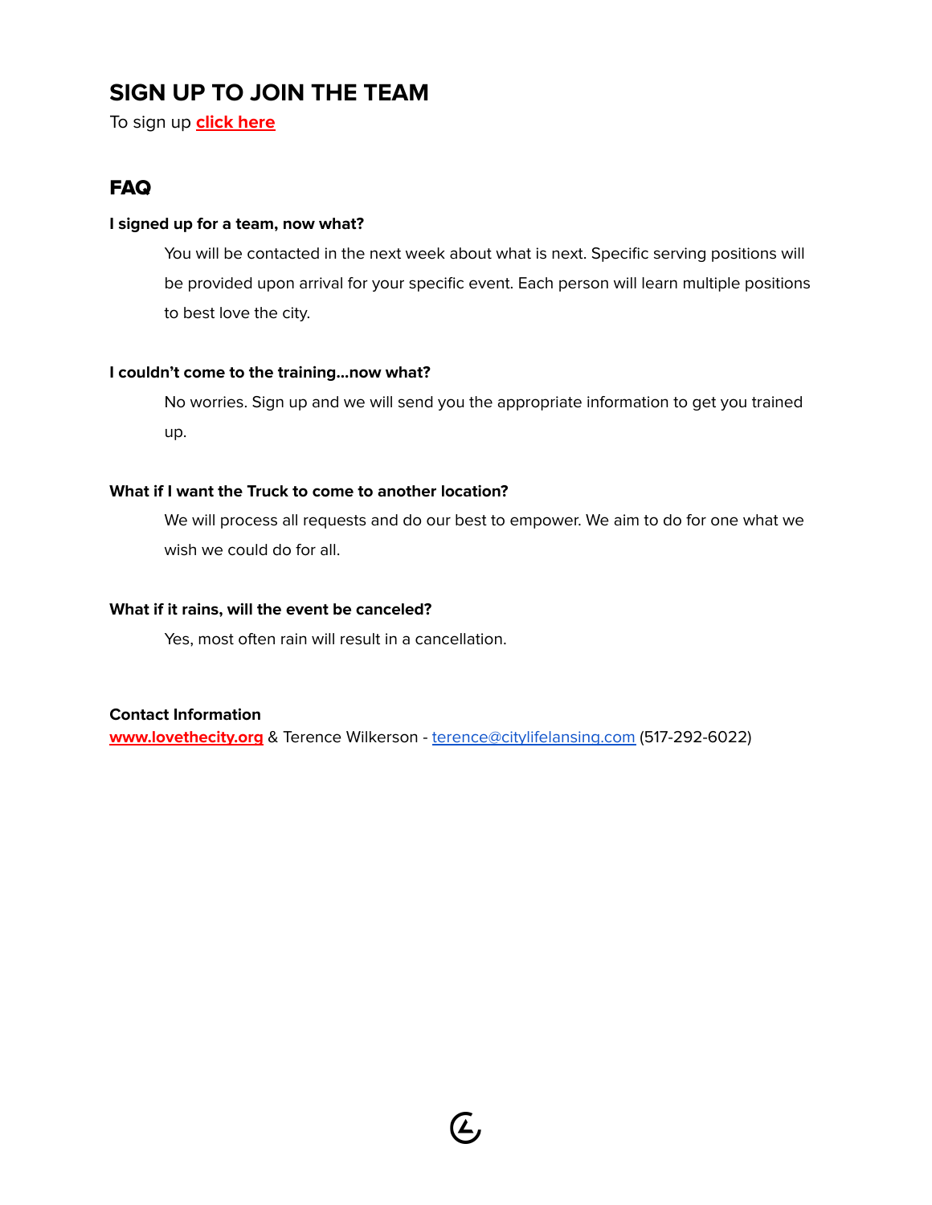## SIGN UP TO JOIN THE TEAM

To sign up **click here**

## FAQ

**I signed up for a team, now what?**

You will be contacted in the next week about what is next. Specific serving positions will be provided upon arrival for your specific event. Each person will learn multiple positions to best love the city.

**I couldn't come to the training…now what?**

No worries. Sign up and we will send you the appropriate information to get you trained up.

**What if I want the Truck to come to another location?**

We will process all requests and do our best to empower. We aim to do for one what we wish we could do for all.

**What if it rains, will the event be canceled?**

Yes, most often rain will result in a cancellation.

**Contact Information**

**www.lovethecity.org** & Terence Wilkerson - terence@citylifelansing.com (517-292-6022)